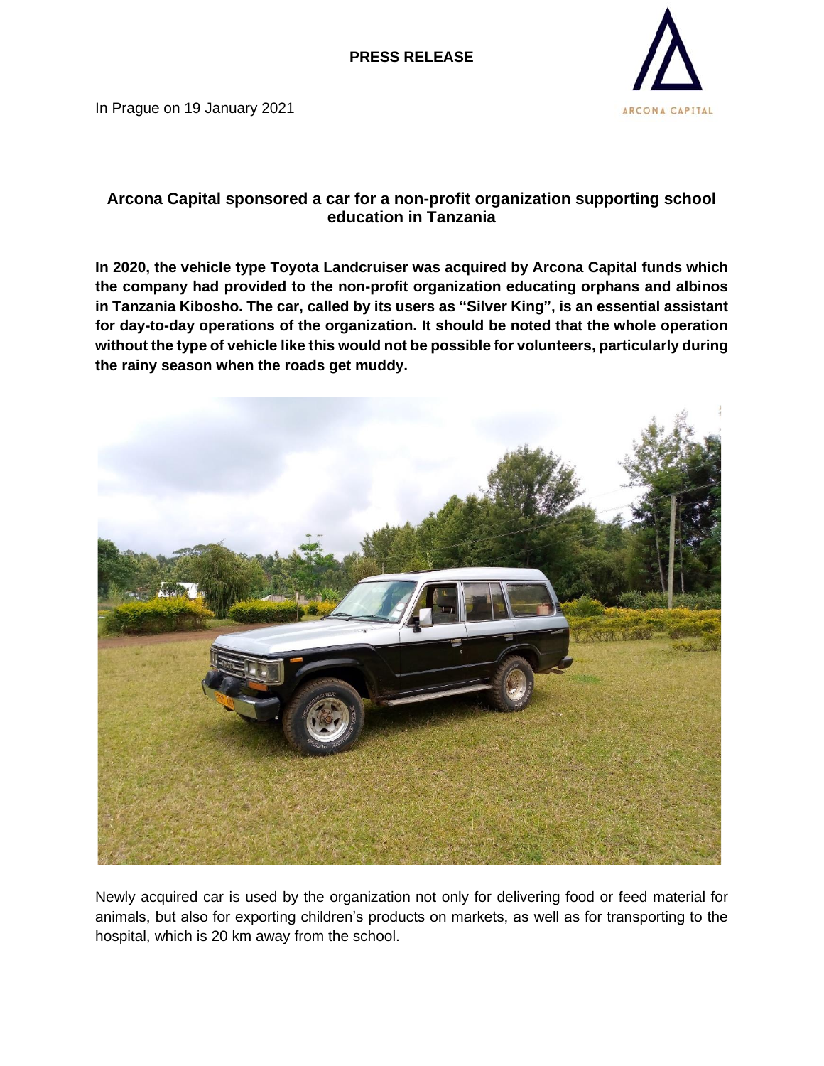**PRESS RELEASE**

ARCONA CAPITAL

In Prague on 19 January 2021

## Arcona Capital sponsored a car for a non-profit organization supporting school education in Tanzania

**In 2020, the vehicle type Toyota Landcruiser was acquired by Arcona Capital funds which the company had provided to the non-profit organization educating orphans and albinos in Tanzania Kibosho. The car, called by its users as "Silver King", is an essential assistant for day-to-day operations of the organization. It should be noted that the whole operation without the type of vehicle like this would not be possible for volunteers, particularly during the rainy season when the roads get muddy.**

Newly acquired car is used by the organization not only for delivering food or feed material for animals, but also for exporting children's products on markets, as well as for transporting to the hospital, which is 20 km away from the school.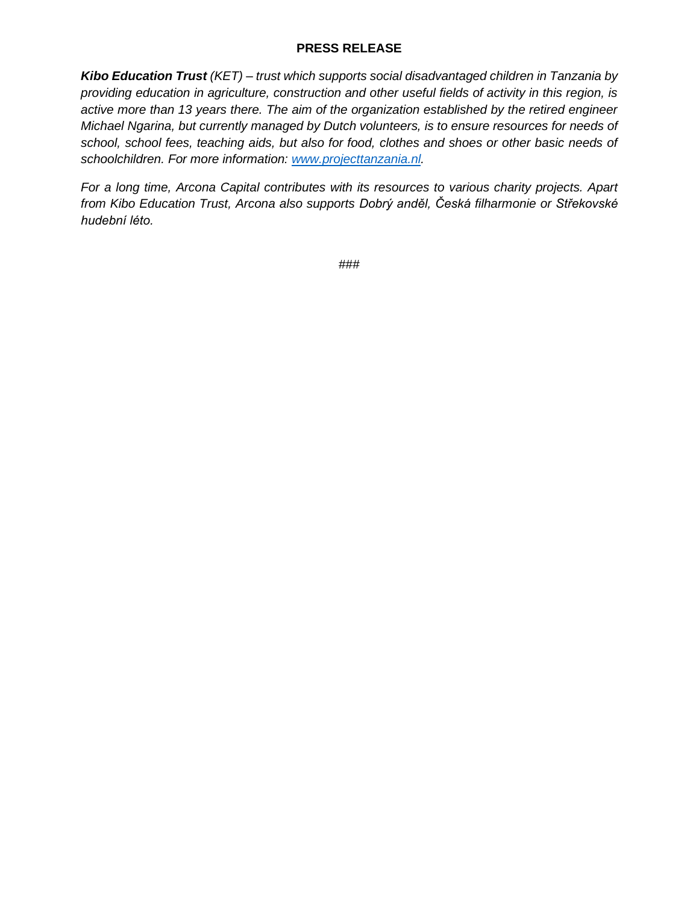**PRESS RELEASE**

***Kibo Education Trust*** *(KET) – trust which supports social disadvantaged children in Tanzania by providing education in agriculture, construction and other useful fields of activity in this region, is active more than 13 years there. The aim of the organization established by the retired engineer Michael Ngarina, but currently managed by Dutch volunteers, is to ensure resources for needs of school, school fees, teaching aids, but also for food, clothes and shoes or other basic needs of schoolchildren. For more information: [www.projecttanzania.nl](http://www.projecttanzania.nl).*

*For a long time, Arcona Capital contributes with its resources to various charity projects. Apart from Kibo Education Trust, Arcona also supports Dobrý anděl, Česká filharmonie or Střekovské hudební léto.*

###